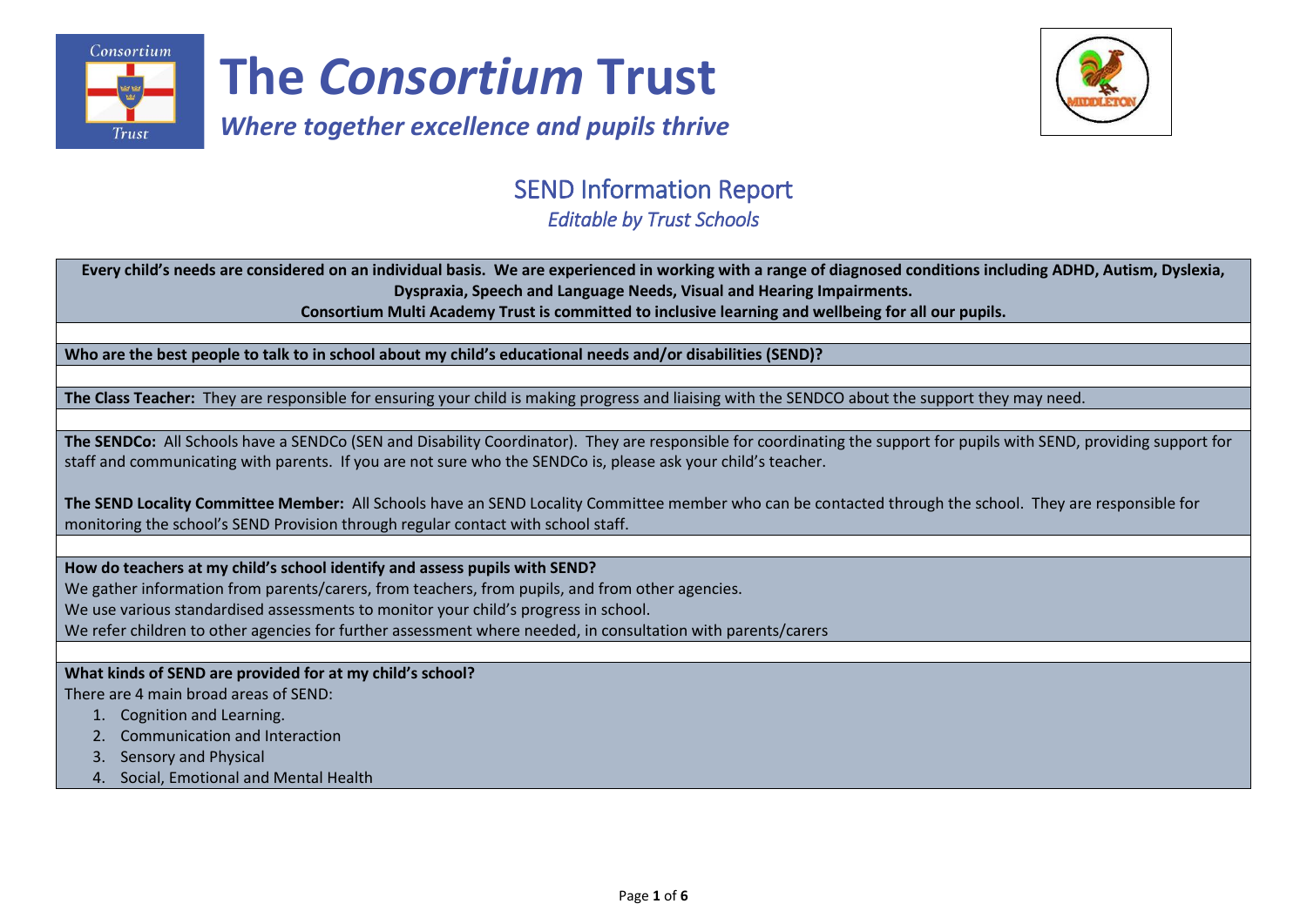# The *Consortium* Trust

***Where together excellence and pupils thrive***

## SEND Information Report

*Editable by Trust Schools*

**Every child's needs are considered on an individual basis. We are experienced in working with a range of diagnosed conditions including ADHD, Autism, Dyslexia, Dyspraxia, Speech and Language Needs, Visual and Hearing Impairments.**
**Consortium Multi Academy Trust is committed to inclusive learning and wellbeing for all our pupils.**

**Who are the best people to talk to in school about my child's educational needs and/or disabilities (SEND)?**

**The Class Teacher:** They are responsible for ensuring your child is making progress and liaising with the SENDCO about the support they may need.

**The SENDCo:** All Schools have a SENDCo (SEN and Disability Coordinator). They are responsible for coordinating the support for pupils with SEND, providing support for staff and communicating with parents. If you are not sure who the SENDCo is, please ask your child's teacher.

**The SEND Locality Committee Member:** All Schools have an SEND Locality Committee member who can be contacted through the school. They are responsible for monitoring the school's SEND Provision through regular contact with school staff.

**How do teachers at my child's school identify and assess pupils with SEND?**

We gather information from parents/carers, from teachers, from pupils, and from other agencies.
We use various standardised assessments to monitor your child's progress in school.
We refer children to other agencies for further assessment where needed, in consultation with parents/carers

**What kinds of SEND are provided for at my child's school?**

There are 4 main broad areas of SEND:

1. Cognition and Learning.
2. Communication and Interaction
3. Sensory and Physical
4. Social, Emotional and Mental Health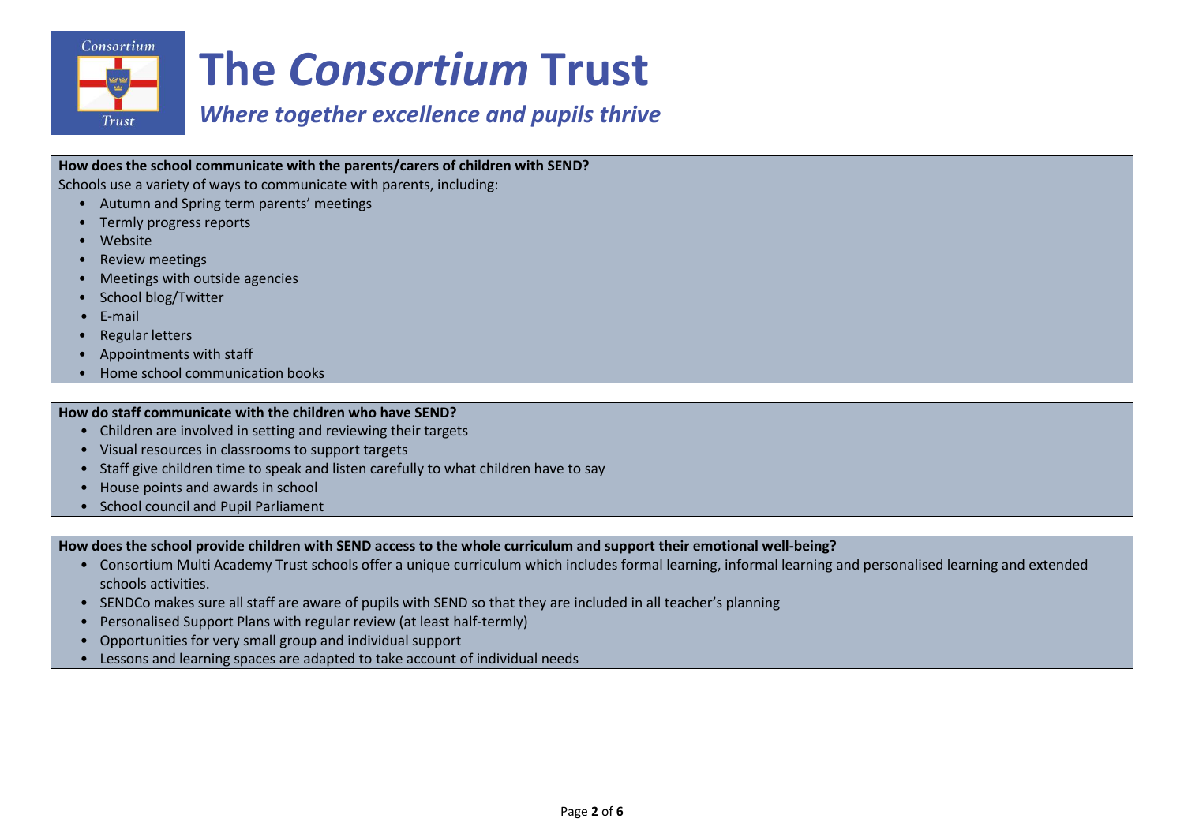# The *Consortium* Trust

*Where together excellence and pupils thrive*

**How does the school communicate with the parents/carers of children with SEND?**

Schools use a variety of ways to communicate with parents, including:

- Autumn and Spring term parents' meetings
- Termly progress reports
- Website
- Review meetings
- Meetings with outside agencies
- School blog/Twitter
- E-mail
- Regular letters
- Appointments with staff
- Home school communication books

**How do staff communicate with the children who have SEND?**

- Children are involved in setting and reviewing their targets
- Visual resources in classrooms to support targets
- Staff give children time to speak and listen carefully to what children have to say
- House points and awards in school
- School council and Pupil Parliament

**How does the school provide children with SEND access to the whole curriculum and support their emotional well-being?**

- Consortium Multi Academy Trust schools offer a unique curriculum which includes formal learning, informal learning and personalised learning and extended schools activities.
- SENDCo makes sure all staff are aware of pupils with SEND so that they are included in all teacher's planning
- Personalised Support Plans with regular review (at least half-termly)
- Opportunities for very small group and individual support
- Lessons and learning spaces are adapted to take account of individual needs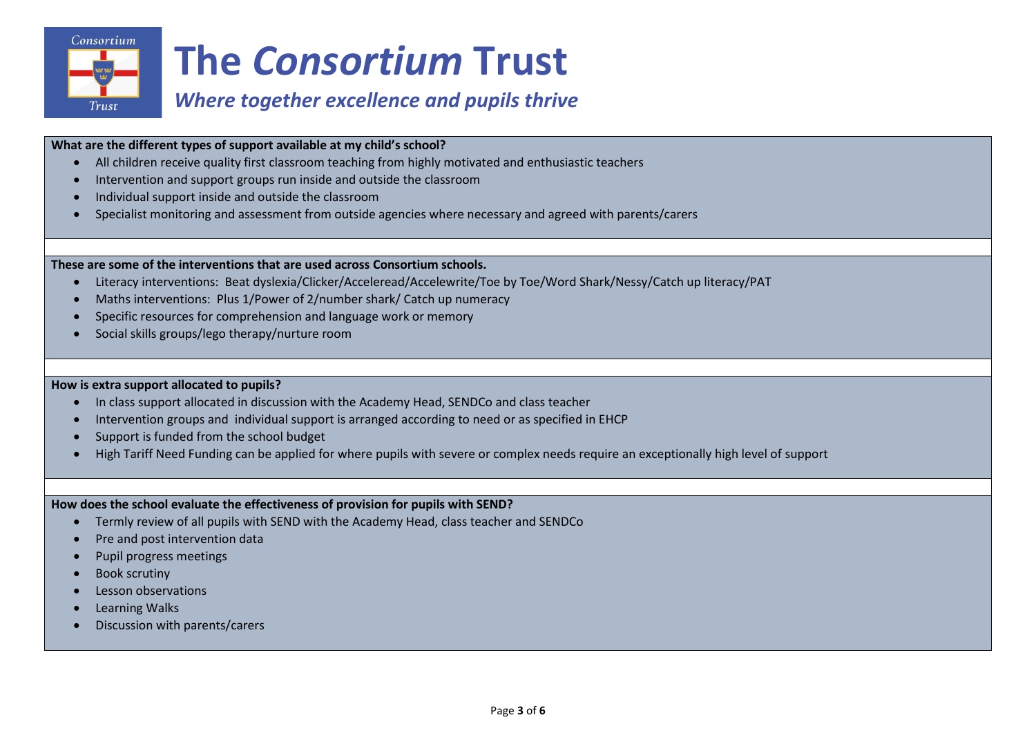# The *Consortium* Trust

*Where together excellence and pupils thrive*

**What are the different types of support available at my child's school?**

- All children receive quality first classroom teaching from highly motivated and enthusiastic teachers
- Intervention and support groups run inside and outside the classroom
- Individual support inside and outside the classroom
- Specialist monitoring and assessment from outside agencies where necessary and agreed with parents/carers

**These are some of the interventions that are used across Consortium schools.**

- Literacy interventions: Beat dyslexia/Clicker/Acceleread/Accelewrite/Toe by Toe/Word Shark/Nessy/Catch up literacy/PAT
- Maths interventions: Plus 1/Power of 2/number shark/ Catch up numeracy
- Specific resources for comprehension and language work or memory
- Social skills groups/lego therapy/nurture room

**How is extra support allocated to pupils?**

- In class support allocated in discussion with the Academy Head, SENDCo and class teacher
- Intervention groups and individual support is arranged according to need or as specified in EHCP
- Support is funded from the school budget
- High Tariff Need Funding can be applied for where pupils with severe or complex needs require an exceptionally high level of support

**How does the school evaluate the effectiveness of provision for pupils with SEND?**

- Termly review of all pupils with SEND with the Academy Head, class teacher and SENDCo
- Pre and post intervention data
- Pupil progress meetings
- Book scrutiny
- Lesson observations
- Learning Walks
- Discussion with parents/carers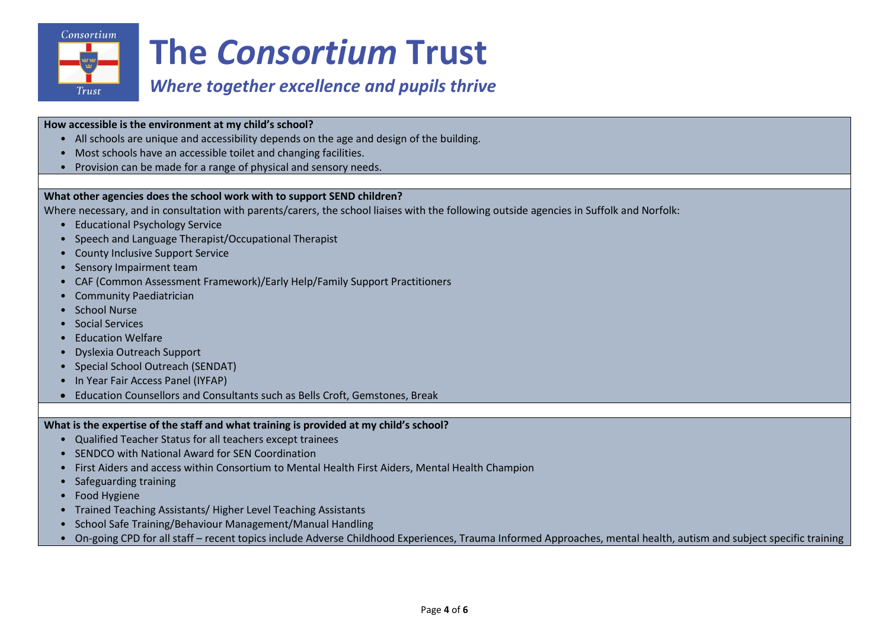# The *Consortium* Trust

***Where together excellence and pupils thrive***

**How accessible is the environment at my child's school?**

- All schools are unique and accessibility depends on the age and design of the building.
- Most schools have an accessible toilet and changing facilities.
- Provision can be made for a range of physical and sensory needs.

**What other agencies does the school work with to support SEND children?**

Where necessary, and in consultation with parents/carers, the school liaises with the following outside agencies in Suffolk and Norfolk:

- Educational Psychology Service
- Speech and Language Therapist/Occupational Therapist
- County Inclusive Support Service
- Sensory Impairment team
- CAF (Common Assessment Framework)/Early Help/Family Support Practitioners
- Community Paediatrician
- School Nurse
- Social Services
- Education Welfare
- Dyslexia Outreach Support
- Special School Outreach (SENDAT)
- In Year Fair Access Panel (IYFAP)
- Education Counsellors and Consultants such as Bells Croft, Gemstones, Break

**What is the expertise of the staff and what training is provided at my child's school?**

- Qualified Teacher Status for all teachers except trainees
- SENDCO with National Award for SEN Coordination
- First Aiders and access within Consortium to Mental Health First Aiders, Mental Health Champion
- Safeguarding training
- Food Hygiene
- Trained Teaching Assistants/ Higher Level Teaching Assistants
- School Safe Training/Behaviour Management/Manual Handling
- On-going CPD for all staff – recent topics include Adverse Childhood Experiences, Trauma Informed Approaches, mental health, autism and subject specific training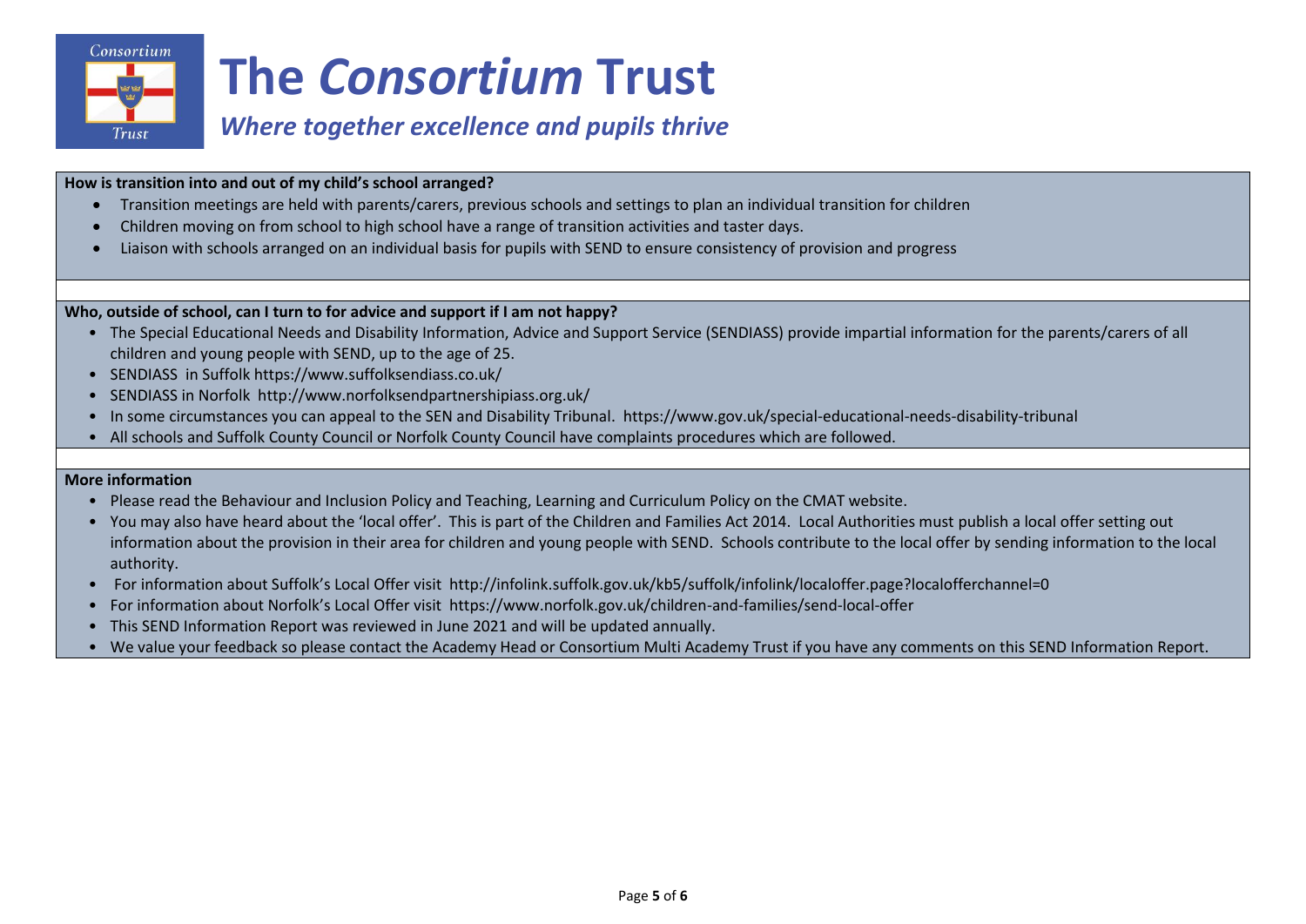**How is transition into and out of my child's school arranged?**

- Transition meetings are held with parents/carers, previous schools and settings to plan an individual transition for children
- Children moving on from school to high school have a range of transition activities and taster days.
- Liaison with schools arranged on an individual basis for pupils with SEND to ensure consistency of provision and progress

**Who, outside of school, can I turn to for advice and support if I am not happy?**

- The Special Educational Needs and Disability Information, Advice and Support Service (SENDIASS) provide impartial information for the parents/carers of all children and young people with SEND, up to the age of 25.
- SENDIASS in Suffolk https://www.suffolksendiass.co.uk/
- SENDIASS in Norfolk http://www.norfolksendpartnershipiass.org.uk/
- In some circumstances you can appeal to the SEN and Disability Tribunal. https://www.gov.uk/special-educational-needs-disability-tribunal
- All schools and Suffolk County Council or Norfolk County Council have complaints procedures which are followed.

**More information**

- Please read the Behaviour and Inclusion Policy and Teaching, Learning and Curriculum Policy on the CMAT website.
- You may also have heard about the 'local offer'. This is part of the Children and Families Act 2014. Local Authorities must publish a local offer setting out information about the provision in their area for children and young people with SEND. Schools contribute to the local offer by sending information to the local authority.
- For information about Suffolk's Local Offer visit http://infolink.suffolk.gov.uk/kb5/suffolk/infolink/localoffer.page?localofferchannel=0
- For information about Norfolk's Local Offer visit https://www.norfolk.gov.uk/children-and-families/send-local-offer
- This SEND Information Report was reviewed in June 2021 and will be updated annually.
- We value your feedback so please contact the Academy Head or Consortium Multi Academy Trust if you have any comments on this SEND Information Report.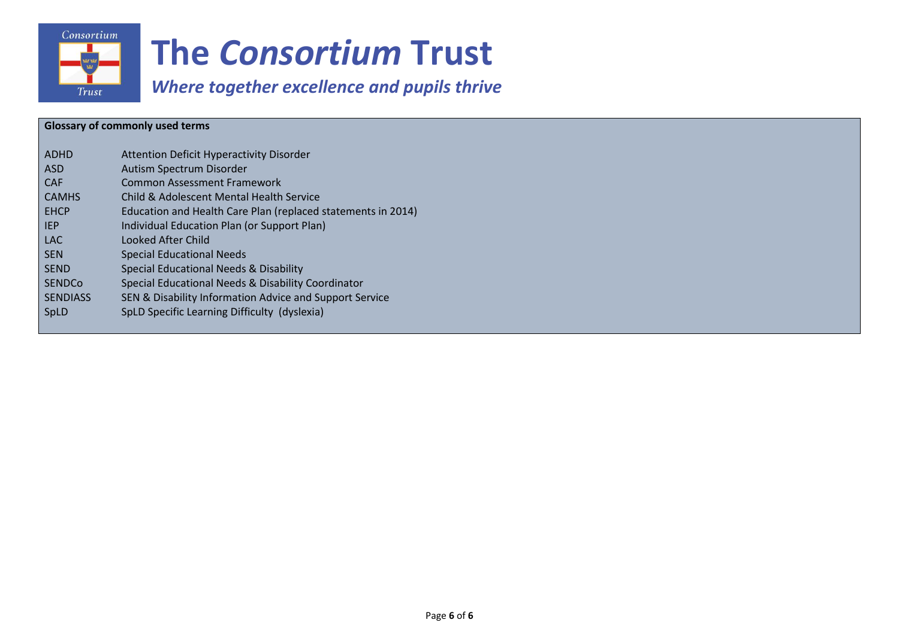# The *Consortium* Trust

***Where together excellence and pupils thrive***

**Glossary of commonly used terms**

| | |
|---|---|
| ADHD | Attention Deficit Hyperactivity Disorder |
| ASD | Autism Spectrum Disorder |
| CAF | Common Assessment Framework |
| CAMHS | Child & Adolescent Mental Health Service |
| EHCP | Education and Health Care Plan (replaced statements in 2014) |
| IEP | Individual Education Plan (or Support Plan) |
| LAC | Looked After Child |
| SEN | Special Educational Needs |
| SEND | Special Educational Needs & Disability |
| SENDCo | Special Educational Needs & Disability Coordinator |
| SENDIASS | SEN & Disability Information Advice and Support Service |
| SpLD | SpLD Specific Learning Difficulty (dyslexia) |